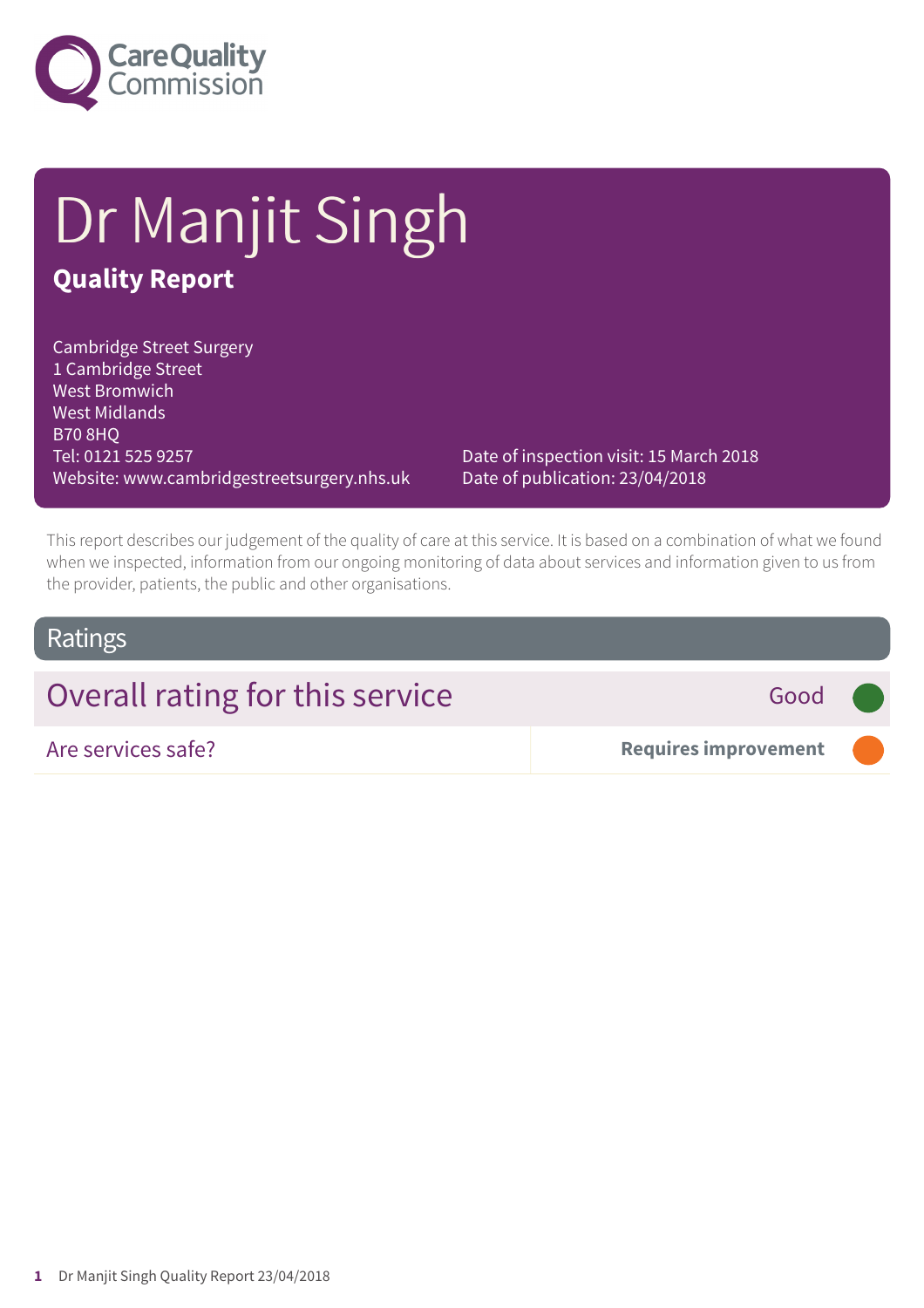# Dr Manjit Singh

## Quality Report

Cambridge Street Surgery
1 Cambridge Street
West Bromwich
West Midlands
B70 8HQ
Tel: 0121 525 9257
Website: www.cambridgestreetsurgery.nhs.uk

Date of inspection visit: 15 March 2018
Date of publication: 23/04/2018

This report describes our judgement of the quality of care at this service. It is based on a combination of what we found when we inspected, information from our ongoing monitoring of data about services and information given to us from the provider, patients, the public and other organisations.

## Ratings

| Overall rating for this service | Good |
| --- | --- |
| Are services safe? | **Requires improvement** |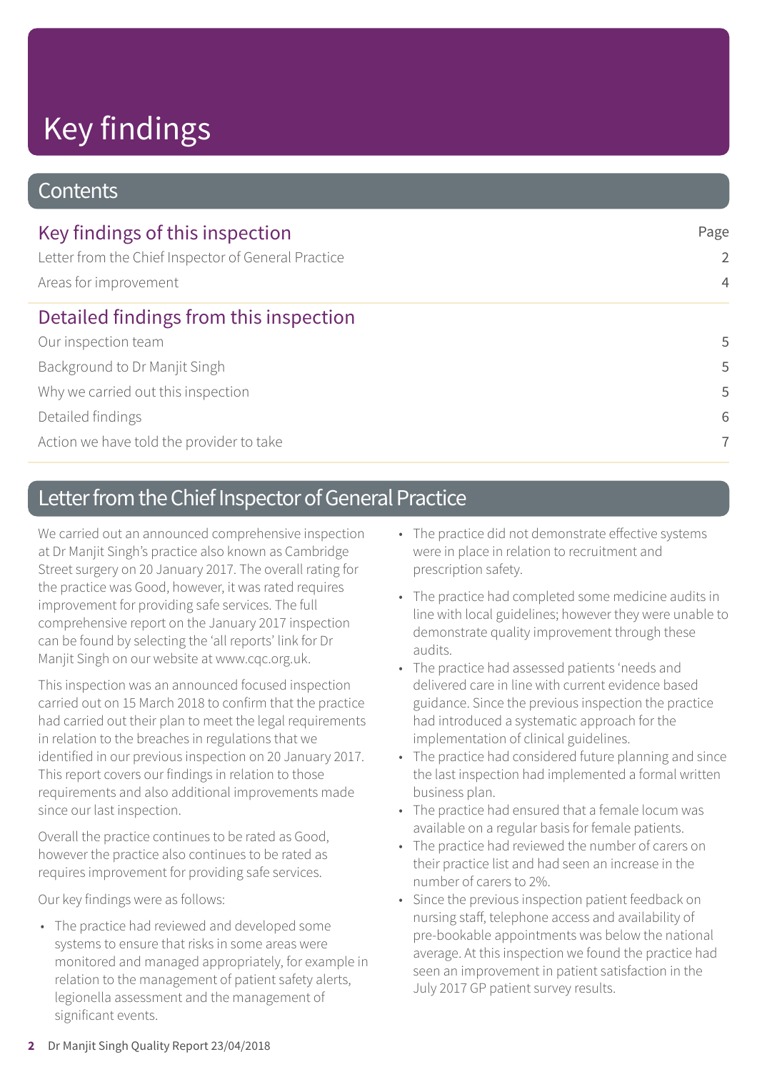# Key findings

## Contents

| Key findings of this inspection | Page |
|---|---|
| Letter from the Chief Inspector of General Practice | 2 |
| Areas for improvement | 4 |
| **Detailed findings from this inspection** | |
| Our inspection team | 5 |
| Background to Dr Manjit Singh | 5 |
| Why we carried out this inspection | 5 |
| Detailed findings | 6 |
| Action we have told the provider to take | 7 |

## Letter from the Chief Inspector of General Practice

We carried out an announced comprehensive inspection at Dr Manjit Singh's practice also known as Cambridge Street surgery on 20 January 2017. The overall rating for the practice was Good, however, it was rated requires improvement for providing safe services. The full comprehensive report on the January 2017 inspection can be found by selecting the 'all reports' link for Dr Manjit Singh on our website at www.cqc.org.uk.

This inspection was an announced focused inspection carried out on 15 March 2018 to confirm that the practice had carried out their plan to meet the legal requirements in relation to the breaches in regulations that we identified in our previous inspection on 20 January 2017. This report covers our findings in relation to those requirements and also additional improvements made since our last inspection.

Overall the practice continues to be rated as Good, however the practice also continues to be rated as requires improvement for providing safe services.

Our key findings were as follows:

- The practice had reviewed and developed some systems to ensure that risks in some areas were monitored and managed appropriately, for example in relation to the management of patient safety alerts, legionella assessment and the management of significant events.
- The practice did not demonstrate effective systems were in place in relation to recruitment and prescription safety.
- The practice had completed some medicine audits in line with local guidelines; however they were unable to demonstrate quality improvement through these audits.
- The practice had assessed patients 'needs and delivered care in line with current evidence based guidance. Since the previous inspection the practice had introduced a systematic approach for the implementation of clinical guidelines.
- The practice had considered future planning and since the last inspection had implemented a formal written business plan.
- The practice had ensured that a female locum was available on a regular basis for female patients.
- The practice had reviewed the number of carers on their practice list and had seen an increase in the number of carers to 2%.
- Since the previous inspection patient feedback on nursing staff, telephone access and availability of pre-bookable appointments was below the national average. At this inspection we found the practice had seen an improvement in patient satisfaction in the July 2017 GP patient survey results.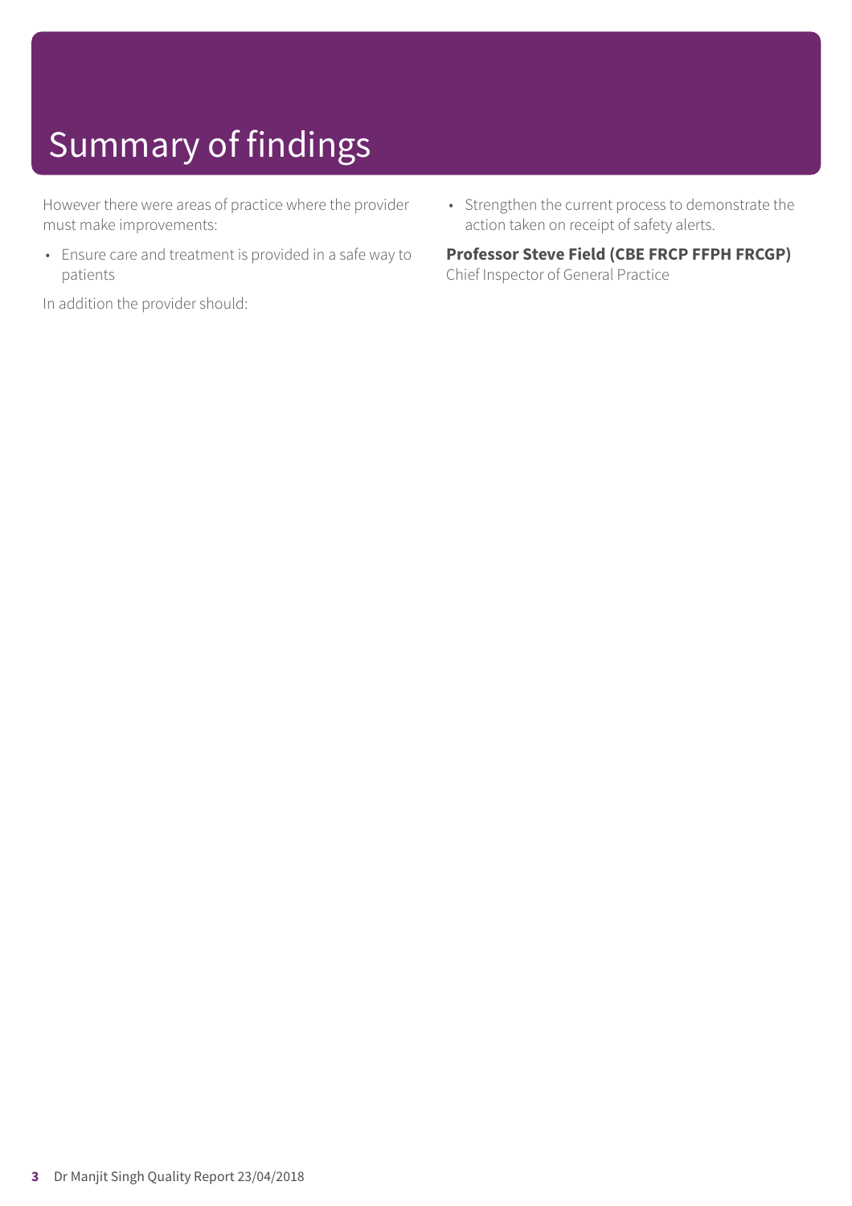# Summary of findings

However there were areas of practice where the provider must make improvements:

- Ensure care and treatment is provided in a safe way to patients

In addition the provider should:

- Strengthen the current process to demonstrate the action taken on receipt of safety alerts.

**Professor Steve Field (CBE FRCP FFPH FRCGP)**
Chief Inspector of General Practice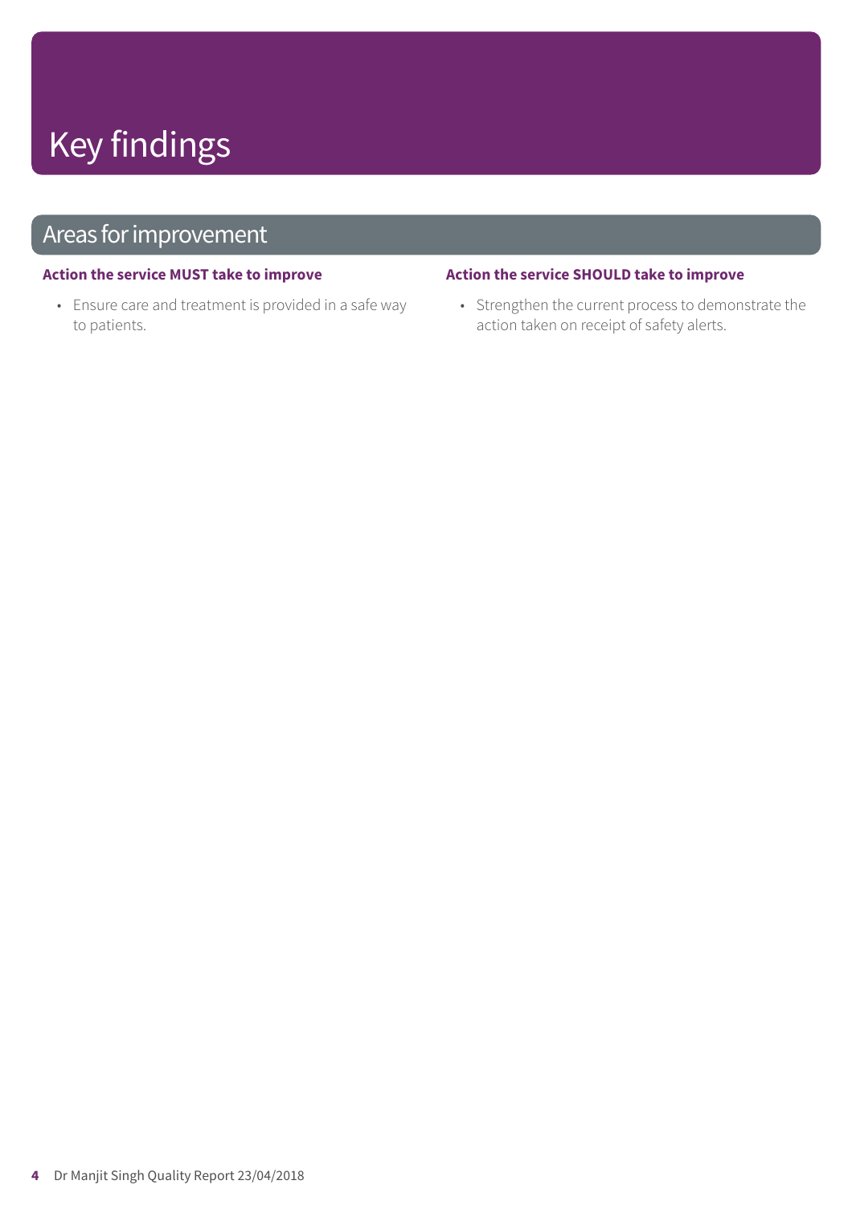# Key findings

## Areas for improvement

### Action the service MUST take to improve

- Ensure care and treatment is provided in a safe way to patients.

### Action the service SHOULD take to improve

- Strengthen the current process to demonstrate the action taken on receipt of safety alerts.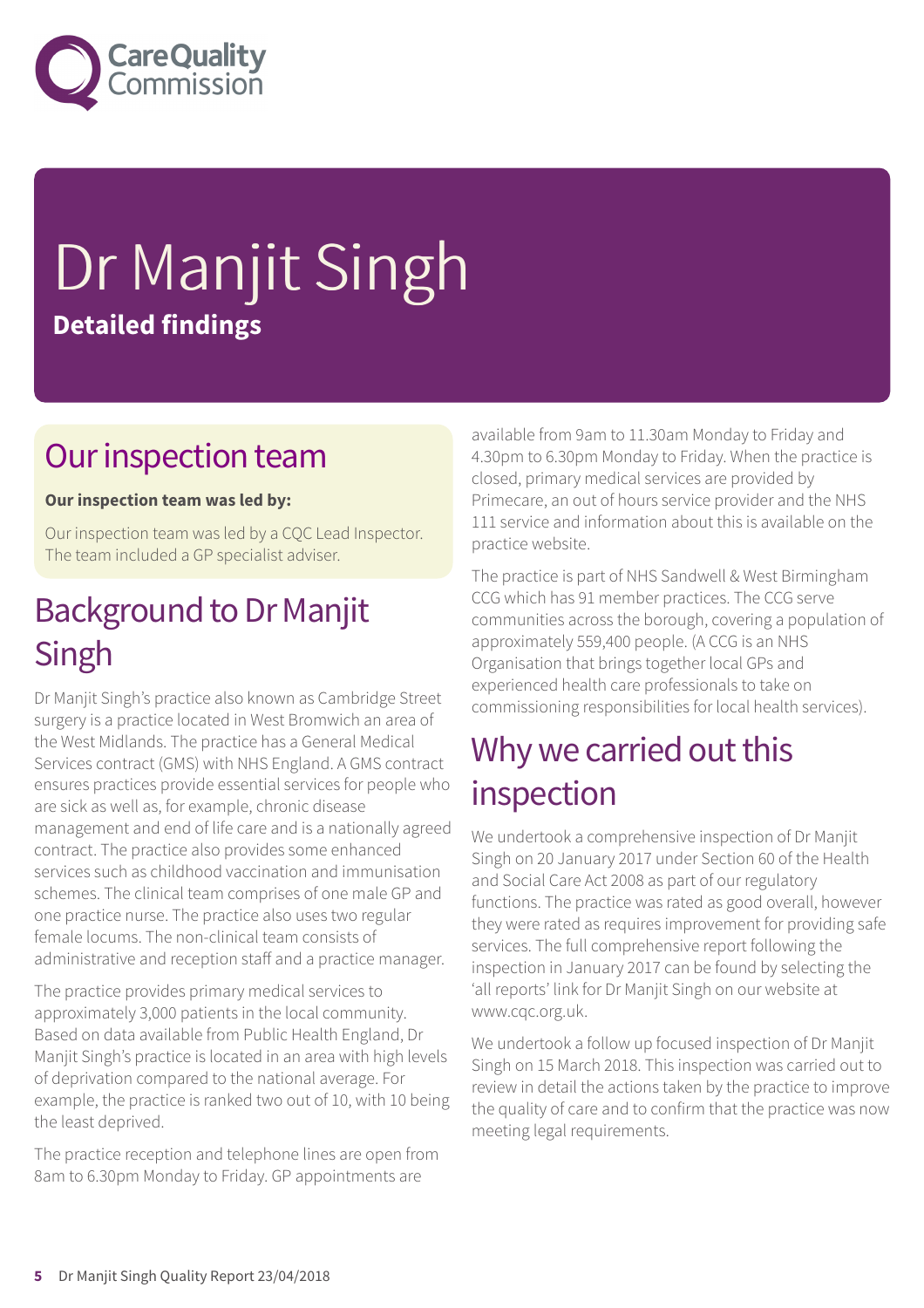# Dr Manjit Singh

**Detailed findings**

## Our inspection team

**Our inspection team was led by:**

Our inspection team was led by a CQC Lead Inspector. The team included a GP specialist adviser.

## Background to Dr Manjit Singh

Dr Manjit Singh's practice also known as Cambridge Street surgery is a practice located in West Bromwich an area of the West Midlands. The practice has a General Medical Services contract (GMS) with NHS England. A GMS contract ensures practices provide essential services for people who are sick as well as, for example, chronic disease management and end of life care and is a nationally agreed contract. The practice also provides some enhanced services such as childhood vaccination and immunisation schemes. The clinical team comprises of one male GP and one practice nurse. The practice also uses two regular female locums. The non-clinical team consists of administrative and reception staff and a practice manager.

The practice provides primary medical services to approximately 3,000 patients in the local community. Based on data available from Public Health England, Dr Manjit Singh's practice is located in an area with high levels of deprivation compared to the national average. For example, the practice is ranked two out of 10, with 10 being the least deprived.

The practice reception and telephone lines are open from 8am to 6.30pm Monday to Friday. GP appointments are available from 9am to 11.30am Monday to Friday and 4.30pm to 6.30pm Monday to Friday. When the practice is closed, primary medical services are provided by Primecare, an out of hours service provider and the NHS 111 service and information about this is available on the practice website.

The practice is part of NHS Sandwell & West Birmingham CCG which has 91 member practices. The CCG serve communities across the borough, covering a population of approximately 559,400 people. (A CCG is an NHS Organisation that brings together local GPs and experienced health care professionals to take on commissioning responsibilities for local health services).

## Why we carried out this inspection

We undertook a comprehensive inspection of Dr Manjit Singh on 20 January 2017 under Section 60 of the Health and Social Care Act 2008 as part of our regulatory functions. The practice was rated as good overall, however they were rated as requires improvement for providing safe services. The full comprehensive report following the inspection in January 2017 can be found by selecting the 'all reports' link for Dr Manjit Singh on our website at www.cqc.org.uk.

We undertook a follow up focused inspection of Dr Manjit Singh on 15 March 2018. This inspection was carried out to review in detail the actions taken by the practice to improve the quality of care and to confirm that the practice was now meeting legal requirements.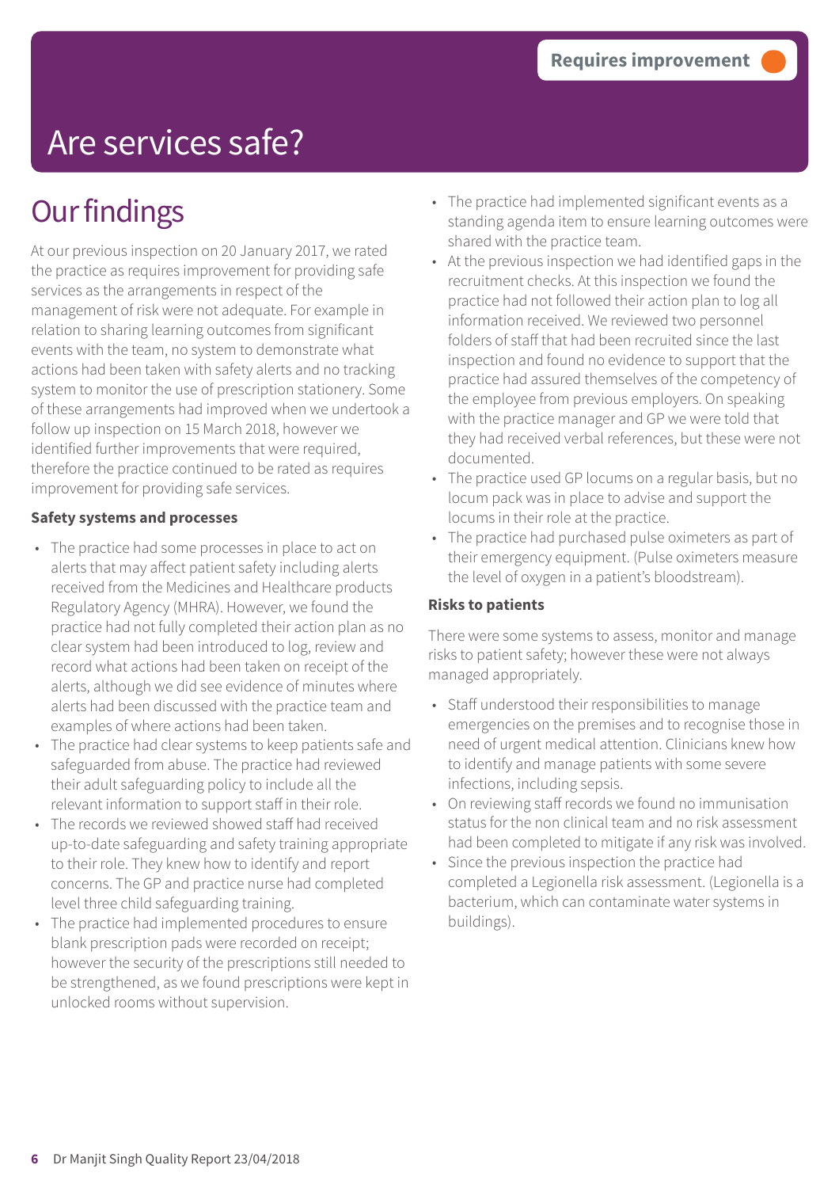Requires improvement

# Are services safe?

## Our findings

At our previous inspection on 20 January 2017, we rated the practice as requires improvement for providing safe services as the arrangements in respect of the management of risk were not adequate. For example in relation to sharing learning outcomes from significant events with the team, no system to demonstrate what actions had been taken with safety alerts and no tracking system to monitor the use of prescription stationery. Some of these arrangements had improved when we undertook a follow up inspection on 15 March 2018, however we identified further improvements that were required, therefore the practice continued to be rated as requires improvement for providing safe services.

**Safety systems and processes**

- The practice had some processes in place to act on alerts that may affect patient safety including alerts received from the Medicines and Healthcare products Regulatory Agency (MHRA). However, we found the practice had not fully completed their action plan as no clear system had been introduced to log, review and record what actions had been taken on receipt of the alerts, although we did see evidence of minutes where alerts had been discussed with the practice team and examples of where actions had been taken.
- The practice had clear systems to keep patients safe and safeguarded from abuse. The practice had reviewed their adult safeguarding policy to include all the relevant information to support staff in their role.
- The records we reviewed showed staff had received up-to-date safeguarding and safety training appropriate to their role. They knew how to identify and report concerns. The GP and practice nurse had completed level three child safeguarding training.
- The practice had implemented procedures to ensure blank prescription pads were recorded on receipt; however the security of the prescriptions still needed to be strengthened, as we found prescriptions were kept in unlocked rooms without supervision.
- The practice had implemented significant events as a standing agenda item to ensure learning outcomes were shared with the practice team.
- At the previous inspection we had identified gaps in the recruitment checks. At this inspection we found the practice had not followed their action plan to log all information received. We reviewed two personnel folders of staff that had been recruited since the last inspection and found no evidence to support that the practice had assured themselves of the competency of the employee from previous employers. On speaking with the practice manager and GP we were told that they had received verbal references, but these were not documented.
- The practice used GP locums on a regular basis, but no locum pack was in place to advise and support the locums in their role at the practice.
- The practice had purchased pulse oximeters as part of their emergency equipment. (Pulse oximeters measure the level of oxygen in a patient's bloodstream).

**Risks to patients**

There were some systems to assess, monitor and manage risks to patient safety; however these were not always managed appropriately.

- Staff understood their responsibilities to manage emergencies on the premises and to recognise those in need of urgent medical attention. Clinicians knew how to identify and manage patients with some severe infections, including sepsis.
- On reviewing staff records we found no immunisation status for the non clinical team and no risk assessment had been completed to mitigate if any risk was involved.
- Since the previous inspection the practice had completed a Legionella risk assessment. (Legionella is a bacterium, which can contaminate water systems in buildings).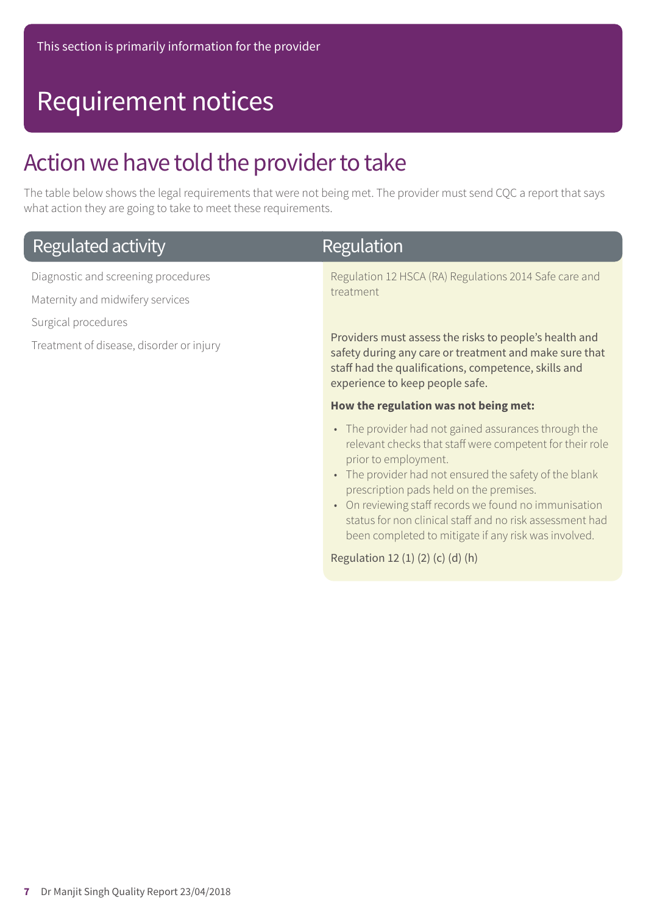This section is primarily information for the provider

# Requirement notices

## Action we have told the provider to take

The table below shows the legal requirements that were not being met. The provider must send CQC a report that says what action they are going to take to meet these requirements.

| Regulated activity | Regulation |
|---|---|
| Diagnostic and screening procedures<br>Maternity and midwifery services<br>Surgical procedures<br>Treatment of disease, disorder or injury | Regulation 12 HSCA (RA) Regulations 2014 Safe care and treatment<br><br>Providers must assess the risks to people's health and safety during any care or treatment and make sure that staff had the qualifications, competence, skills and experience to keep people safe.<br><br>**How the regulation was not being met:**<br><br>• The provider had not gained assurances through the relevant checks that staff were competent for their role prior to employment.<br>• The provider had not ensured the safety of the blank prescription pads held on the premises.<br>• On reviewing staff records we found no immunisation status for non clinical staff and no risk assessment had been completed to mitigate if any risk was involved.<br><br>Regulation 12 (1) (2) (c) (d) (h) |